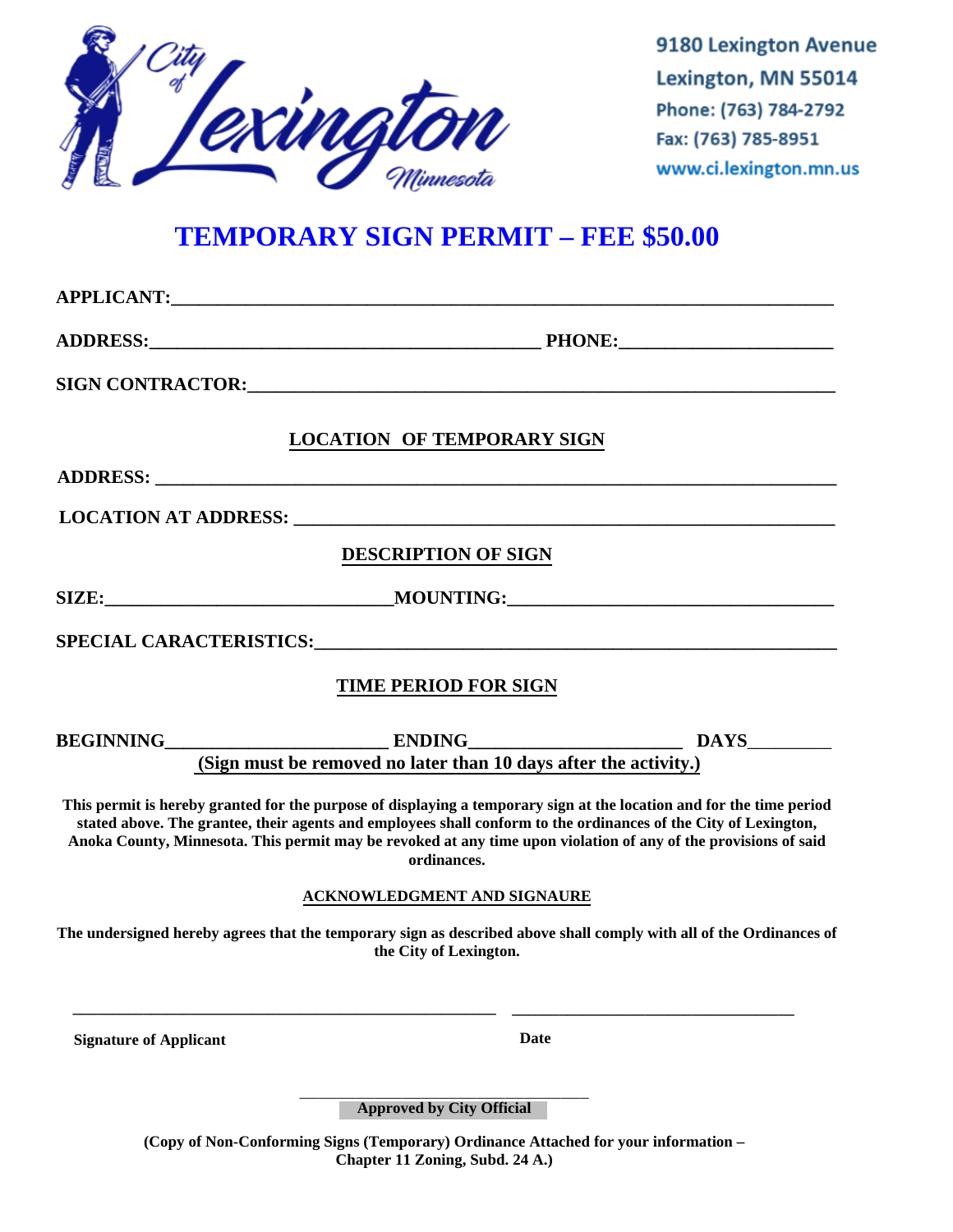City of Lexington Minnesota

9180 Lexington Avenue
Lexington, MN 55014
Phone: (763) 784-2792
Fax: (763) 785-8951
www.ci.lexington.mn.us

# TEMPORARY SIGN PERMIT – FEE $50.00

**APPLICANT:**_______________________________________________________________

**ADDRESS:**____________________________________________ **PHONE:**______________________

**SIGN CONTRACTOR:**_________________________________________________________

## LOCATION OF TEMPORARY SIGN

**ADDRESS:** _______________________________________________________________

**LOCATION AT ADDRESS:** ____________________________________________________

## DESCRIPTION OF SIGN

**SIZE:**______________________________ **MOUNTING:**________________________________

**SPECIAL CARACTERISTICS:**_________________________________________________

## TIME PERIOD FOR SIGN

**BEGINNING**________________________ **ENDING**______________________ **DAYS**_________

**(Sign must be removed no later than 10 days after the activity.)**

**This permit is hereby granted for the purpose of displaying a temporary sign at the location and for the time period stated above. The grantee, their agents and employees shall conform to the ordinances of the City of Lexington, Anoka County, Minnesota. This permit may be revoked at any time upon violation of any of the provisions of said ordinances.**

### ACKNOWLEDGMENT AND SIGNAURE

**The undersigned hereby agrees that the temporary sign as described above shall comply with all of the Ordinances of the City of Lexington.**

______________________________________________ ________________________________

**Signature of Applicant** **Date**

________________________________

**Approved by City Official**

**(Copy of Non-Conforming Signs (Temporary) Ordinance Attached for your information – Chapter 11 Zoning, Subd. 24 A.)**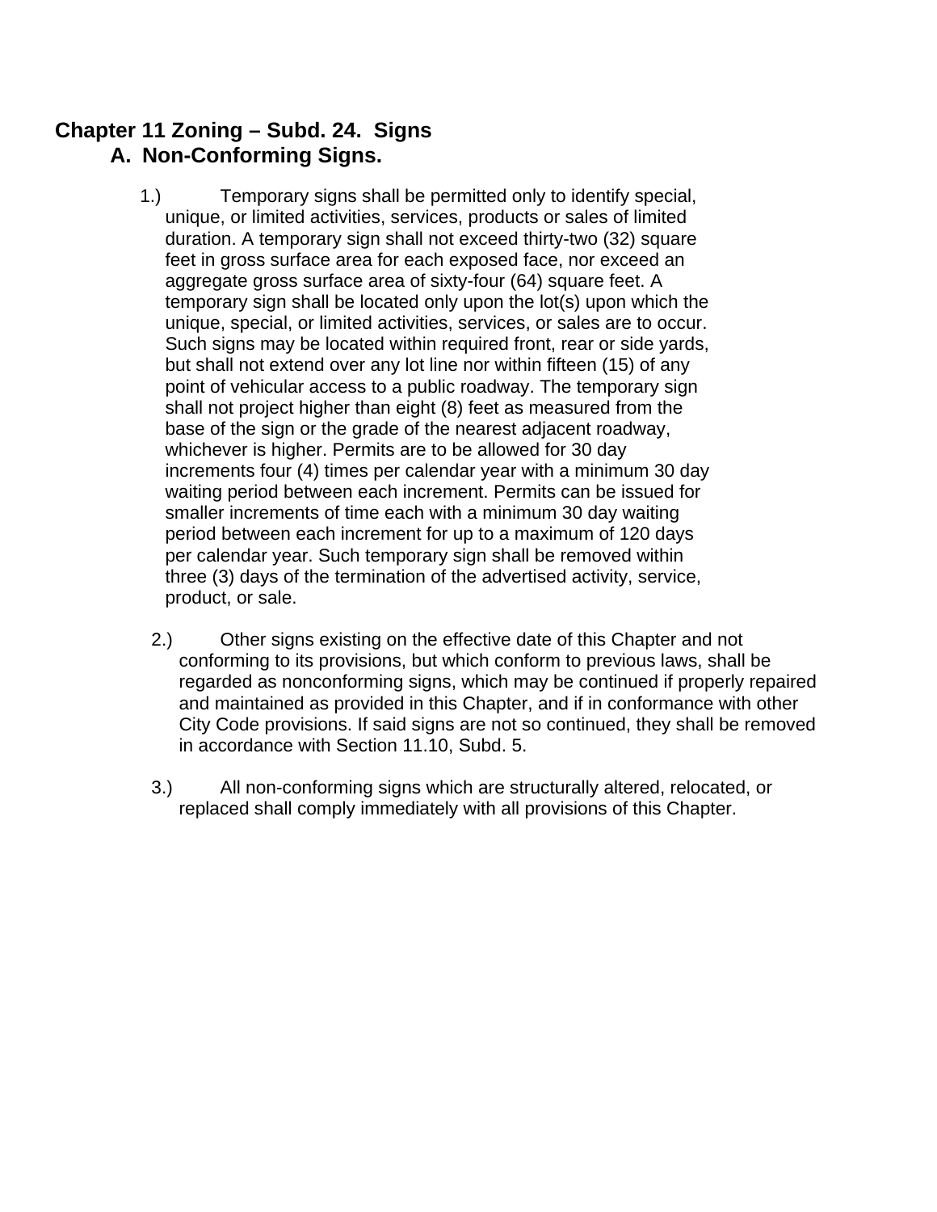# Chapter 11 Zoning – Subd. 24. Signs

## A. Non-Conforming Signs.

1.) Temporary signs shall be permitted only to identify special, unique, or limited activities, services, products or sales of limited duration. A temporary sign shall not exceed thirty-two (32) square feet in gross surface area for each exposed face, nor exceed an aggregate gross surface area of sixty-four (64) square feet. A temporary sign shall be located only upon the lot(s) upon which the unique, special, or limited activities, services, or sales are to occur. Such signs may be located within required front, rear or side yards, but shall not extend over any lot line nor within fifteen (15) of any point of vehicular access to a public roadway. The temporary sign shall not project higher than eight (8) feet as measured from the base of the sign or the grade of the nearest adjacent roadway, whichever is higher. Permits are to be allowed for 30 day increments four (4) times per calendar year with a minimum 30 day waiting period between each increment. Permits can be issued for smaller increments of time each with a minimum 30 day waiting period between each increment for up to a maximum of 120 days per calendar year. Such temporary sign shall be removed within three (3) days of the termination of the advertised activity, service, product, or sale.

2.) Other signs existing on the effective date of this Chapter and not conforming to its provisions, but which conform to previous laws, shall be regarded as nonconforming signs, which may be continued if properly repaired and maintained as provided in this Chapter, and if in conformance with other City Code provisions. If said signs are not so continued, they shall be removed in accordance with Section 11.10, Subd. 5.

3.) All non-conforming signs which are structurally altered, relocated, or replaced shall comply immediately with all provisions of this Chapter.